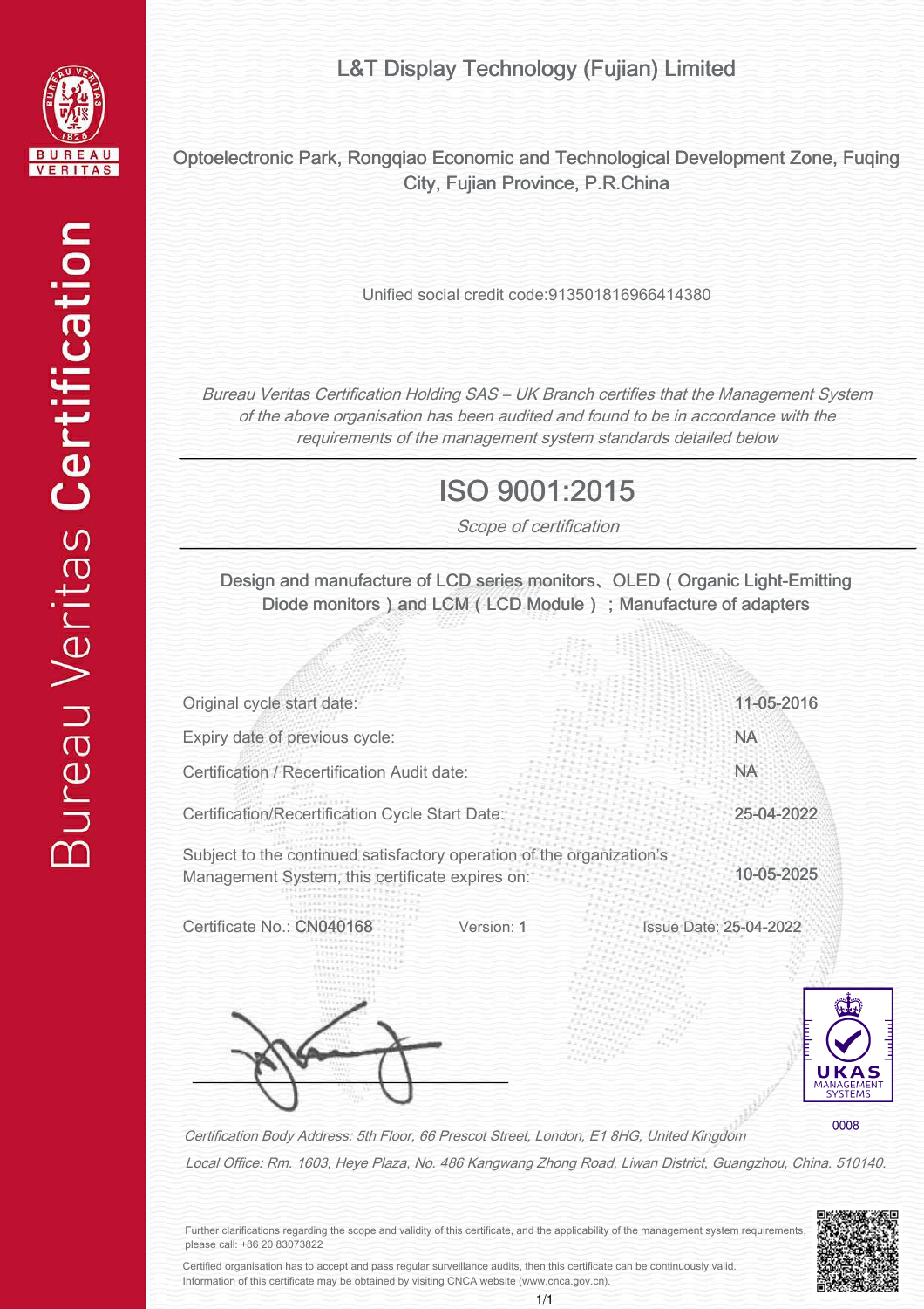# L&T Display Technology (Fujian) Limited

Optoelectronic Park, Rongqiao Economic and Technological Development Zone, Fuqing City, Fujian Province, P.R.China

Unified social credit code:913501816966414380

*Bureau Veritas Certification Holding SAS – UK Branch certifies that the Management System of the above organisation has been audited and found to be in accordance with the requirements of the management system standards detailed below*

## ISO 9001:2015

*Scope of certification*

Design and manufacture of LCD series monitors、OLED ( Organic Light-Emitting Diode monitors ) and LCM ( LCD Module ) ; Manufacture of adapters

| | |
|---|---|
| Original cycle start date: | 11-05-2016 |
| Expiry date of previous cycle: | NA |
| Certification / Recertification Audit date: | NA |
| Certification/Recertification Cycle Start Date: | 25-04-2022 |
| Subject to the continued satisfactory operation of the organization's Management System, this certificate expires on: | 10-05-2025 |

Certificate No.: CN040168 Version: 1 Issue Date: 25-04-2022

UKAS MANAGEMENT SYSTEMS 0008

*Certification Body Address: 5th Floor, 66 Prescot Street, London, E1 8HG, United Kingdom*

*Local Office: Rm. 1603, Heye Plaza, No. 486 Kangwang Zhong Road, Liwan District, Guangzhou, China. 510140.*

Further clarifications regarding the scope and validity of this certificate, and the applicability of the management system requirements, please call: +86 20 83073822

Certified organisation has to accept and pass regular surveillance audits, then this certificate can be continuously valid. Information of this certificate may be obtained by visiting CNCA website (www.cnca.gov.cn).

Bureau Veritas Certification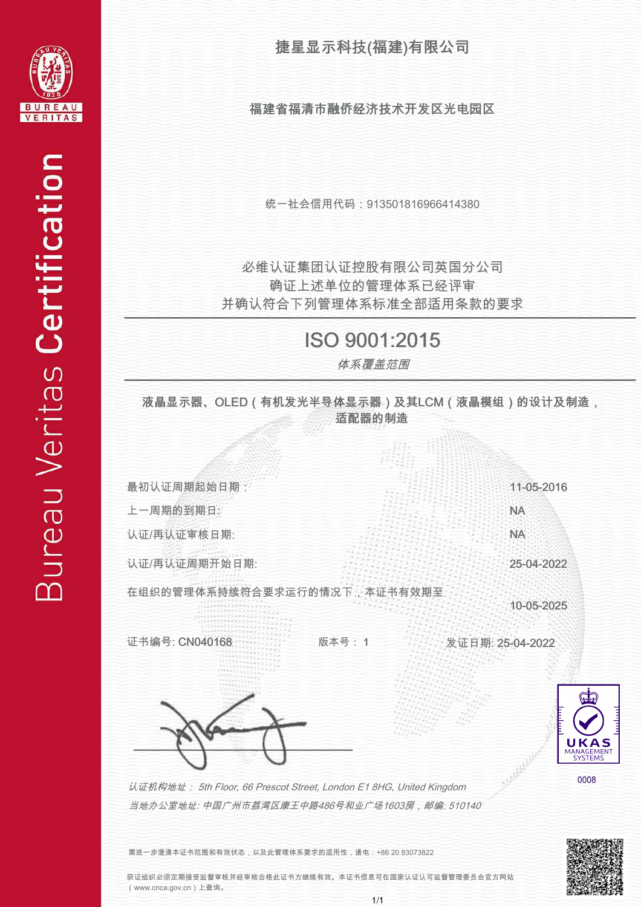Bureau Veritas Certification

# 捷星显示科技(福建)有限公司

福建省福清市融侨经济技术开发区光电园区

统一社会信用代码：913501816966414380

必维认证集团认证控股有限公司英国分公司
确证上述单位的管理体系已经评审
并确认符合下列管理体系标准全部适用条款的要求

## ISO 9001:2015

*体系覆盖范围*

**液晶显示器、OLED（有机发光半导体显示器）及其LCM（液晶模组）的设计及制造，适配器的制造**

| | |
|---|---|
| 最初认证周期起始日期： | 11-05-2016 |
| 上一周期的到期日: | NA |
| 认证/再认证审核日期: | NA |
| 认证/再认证周期开始日期: | 25-04-2022 |
| 在组织的管理体系持续符合要求运行的情况下，本证书有效期至 | 10-05-2025 |

证书编号: CN040168　　版本号： 1　　发证日期: 25-04-2022

UKAS MANAGEMENT SYSTEMS
0008

*认证机构地址： 5th Floor, 66 Prescot Street, London E1 8HG, United Kingdom*

*当地办公室地址: 中国广州市荔湾区康王中路486号和业广场1603房，邮编: 510140*

需进一步澄清本证书范围和有效状态，以及此管理体系要求的适用性，请电：+86 20 83073822

获证组织必须定期接受监督审核并经审核合格此证书方继续有效。本证书信息可在国家认证认可监督管理委员会官方网站（www.cnca.gov.cn）上查询。